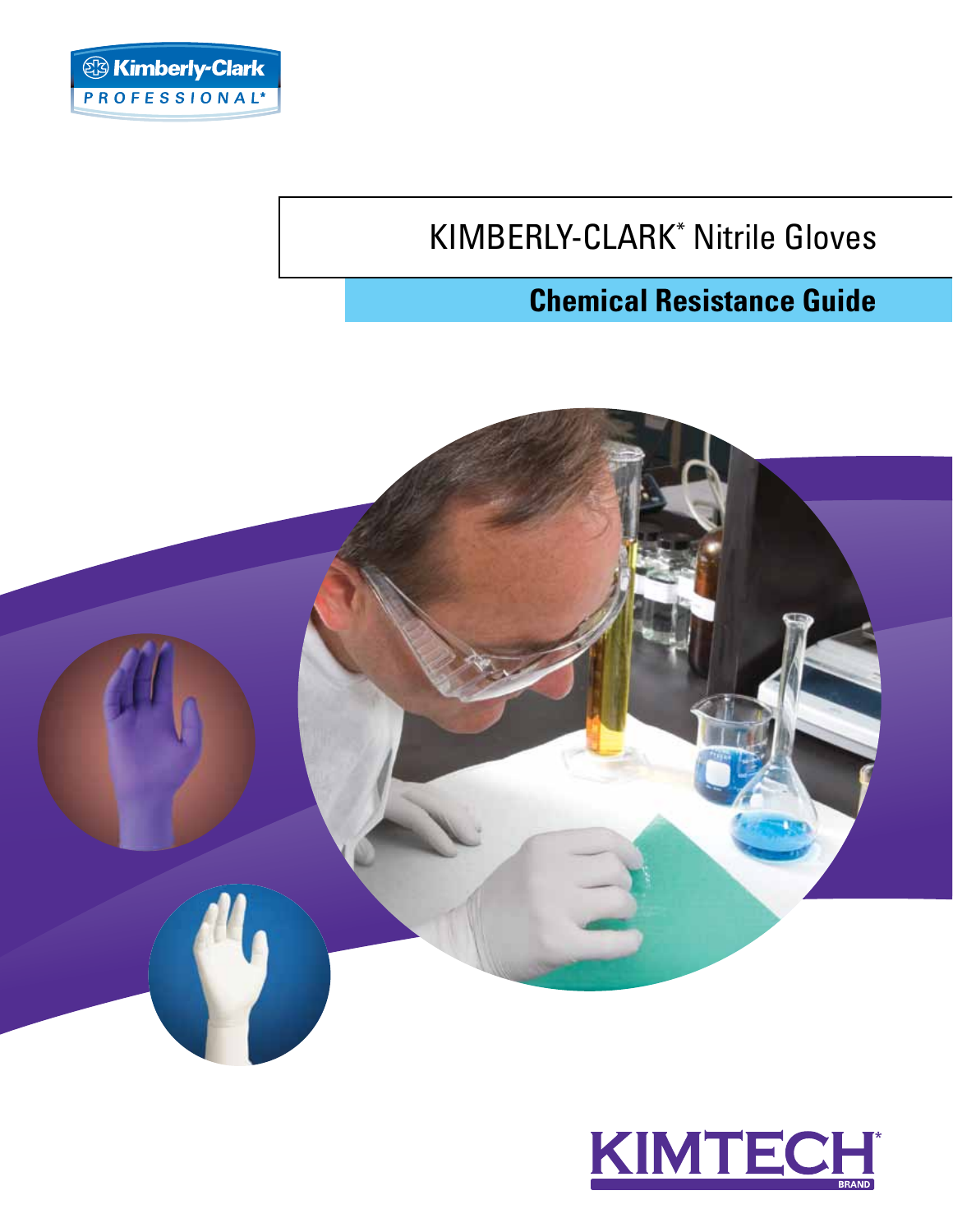Kimberly-Clark PROFESSIONAL*

# KIMBERLY-CLARK* Nitrile Gloves

## Chemical Resistance Guide

KIMTECH* BRAND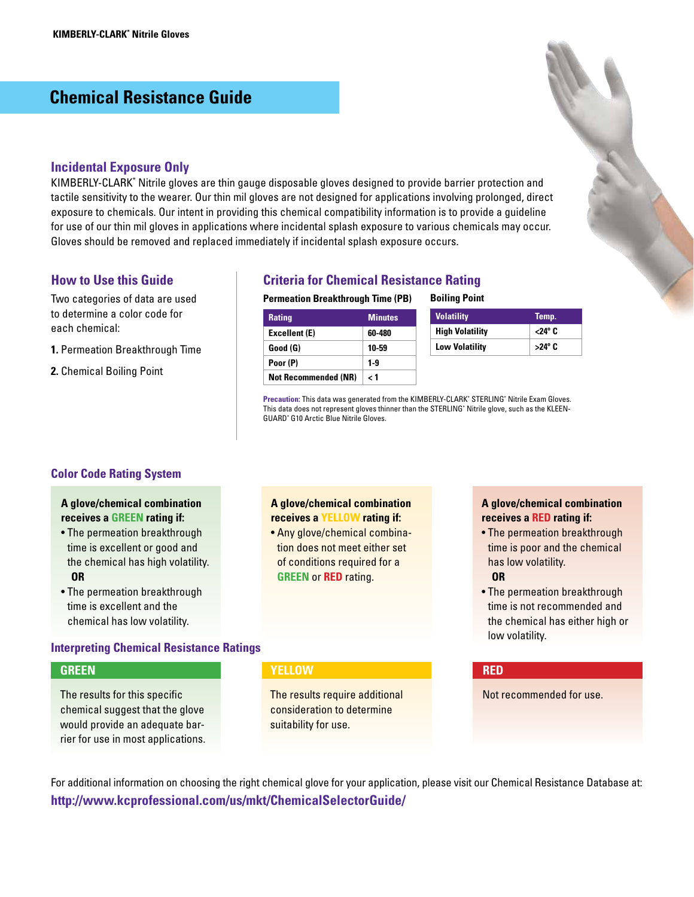# Chemical Resistance Guide

## Incidental Exposure Only

KIMBERLY-CLARK* Nitrile gloves are thin gauge disposable gloves designed to provide barrier protection and tactile sensitivity to the wearer. Our thin mil gloves are not designed for applications involving prolonged, direct exposure to chemicals. Our intent in providing this chemical compatibility information is to provide a guideline for use of our thin mil gloves in applications where incidental splash exposure to various chemicals may occur. Gloves should be removed and replaced immediately if incidental splash exposure occurs.

## How to Use this Guide

Two categories of data are used to determine a color code for each chemical:

**1.** Permeation Breakthrough Time

**2.** Chemical Boiling Point

## Criteria for Chemical Resistance Rating

**Permeation Breakthrough Time (PB)**

| Rating | Minutes |
|---|---|
| Excellent (E) | 60-480 |
| Good (G) | 10-59 |
| Poor (P) | 1-9 |
| Not Recommended (NR) | < 1 |

**Boiling Point**

| Volatility | Temp. |
|---|---|
| High Volatility | <24° C |
| Low Volatility | >24° C |

**Precaution:** This data was generated from the KIMBERLY-CLARK* STERLING* Nitrile Exam Gloves. This data does not represent gloves thinner than the STERLING* Nitrile glove, such as the KLEEN-GUARD* G10 Arctic Blue Nitrile Gloves.

## Color Code Rating System

**A glove/chemical combination receives a GREEN rating if:**

- The permeation breakthrough time is excellent or good and the chemical has high volatility.

  **OR**

- The permeation breakthrough time is excellent and the chemical has low volatility.

**A glove/chemical combination receives a YELLOW rating if:**

- Any glove/chemical combination does not meet either set of conditions required for a **GREEN** or **RED** rating.

**A glove/chemical combination receives a RED rating if:**

- The permeation breakthrough time is poor and the chemical has low volatility.

  **OR**

- The permeation breakthrough time is not recommended and the chemical has either high or low volatility.

## Interpreting Chemical Resistance Ratings

**GREEN**

The results for this specific chemical suggest that the glove would provide an adequate barrier for use in most applications.

**YELLOW**

The results require additional consideration to determine suitability for use.

**RED**

Not recommended for use.

For additional information on choosing the right chemical glove for your application, please visit our Chemical Resistance Database at:
**http://www.kcprofessional.com/us/mkt/ChemicalSelectorGuide/**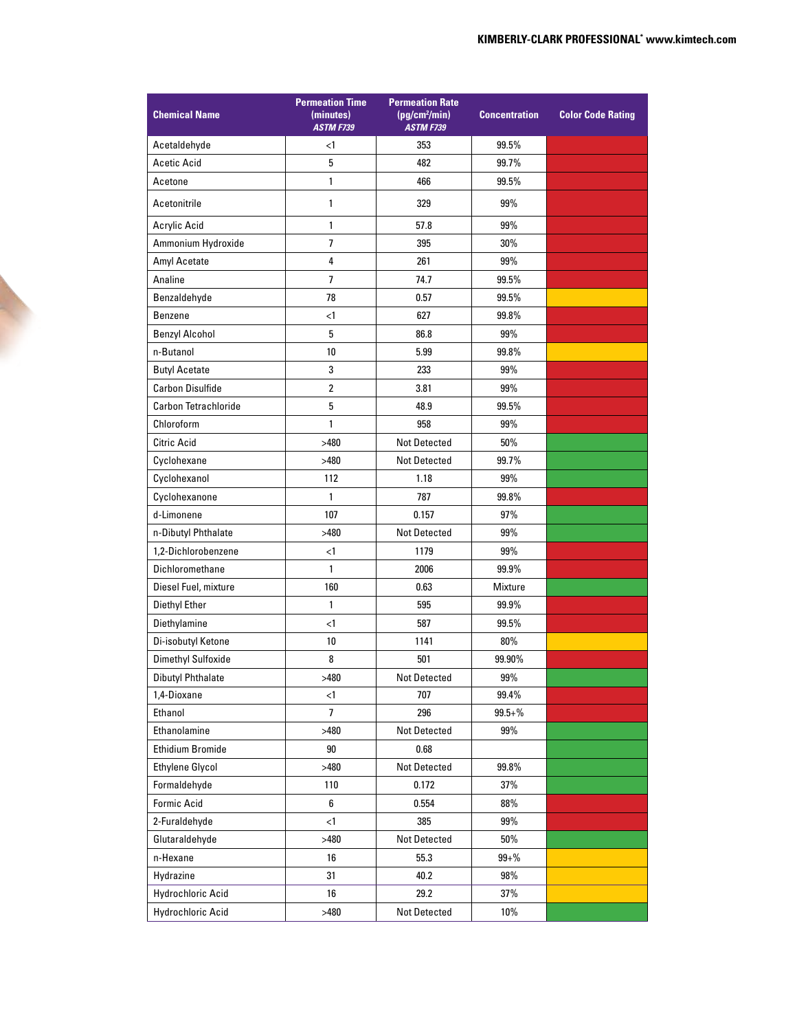| Chemical Name | Permeation Time (minutes) *ASTM F739* | Permeation Rate ($pg/cm^2/min$) *ASTM F739* | Concentration | Color Code Rating |
|---|---|---|---|---|
| Acetaldehyde | <1 | 353 | 99.5% | Red |
| Acetic Acid | 5 | 482 | 99.7% | Red |
| Acetone | 1 | 466 | 99.5% | Red |
| Acetonitrile | 1 | 329 | 99% | Red |
| Acrylic Acid | 1 | 57.8 | 99% | Red |
| Ammonium Hydroxide | 7 | 395 | 30% | Red |
| Amyl Acetate | 4 | 261 | 99% | Red |
| Analine | 7 | 74.7 | 99.5% | Red |
| Benzaldehyde | 78 | 0.57 | 99.5% | Yellow |
| Benzene | <1 | 627 | 99.8% | Red |
| Benzyl Alcohol | 5 | 86.8 | 99% | Red |
| n-Butanol | 10 | 5.99 | 99.8% | Yellow |
| Butyl Acetate | 3 | 233 | 99% | Red |
| Carbon Disulfide | 2 | 3.81 | 99% | Red |
| Carbon Tetrachloride | 5 | 48.9 | 99.5% | Red |
| Chloroform | 1 | 958 | 99% | Red |
| Citric Acid | >480 | Not Detected | 50% | Green |
| Cyclohexane | >480 | Not Detected | 99.7% | Green |
| Cyclohexanol | 112 | 1.18 | 99% | Green |
| Cyclohexanone | 1 | 787 | 99.8% | Red |
| d-Limonene | 107 | 0.157 | 97% | Green |
| n-Dibutyl Phthalate | >480 | Not Detected | 99% | Green |
| 1,2-Dichlorobenzene | <1 | 1179 | 99% | Red |
| Dichloromethane | 1 | 2006 | 99.9% | Red |
| Diesel Fuel, mixture | 160 | 0.63 | Mixture | Green |
| Diethyl Ether | 1 | 595 | 99.9% | Red |
| Diethylamine | <1 | 587 | 99.5% | Red |
| Di-isobutyl Ketone | 10 | 1141 | 80% | Yellow |
| Dimethyl Sulfoxide | 8 | 501 | 99.90% | Red |
| Dibutyl Phthalate | >480 | Not Detected | 99% | Green |
| 1,4-Dioxane | <1 | 707 | 99.4% | Red |
| Ethanol | 7 | 296 | 99.5+% | Red |
| Ethanolamine | >480 | Not Detected | 99% | Green |
| Ethidium Bromide | 90 | 0.68 | | Green |
| Ethylene Glycol | >480 | Not Detected | 99.8% | Green |
| Formaldehyde | 110 | 0.172 | 37% | Green |
| Formic Acid | 6 | 0.554 | 88% | Red |
| 2-Furaldehyde | <1 | 385 | 99% | Red |
| Glutaraldehyde | >480 | Not Detected | 50% | Green |
| n-Hexane | 16 | 55.3 | 99+% | Yellow |
| Hydrazine | 31 | 40.2 | 98% | Yellow |
| Hydrochloric Acid | 16 | 29.2 | 37% | Yellow |
| Hydrochloric Acid | >480 | Not Detected | 10% | Green |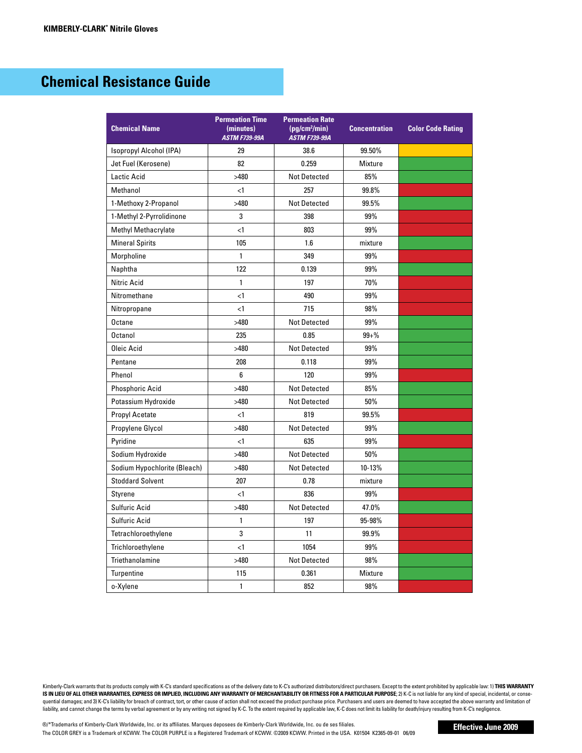## Chemical Resistance Guide

| Chemical Name | Permeation Time (minutes) *ASTM F739-99A* | Permeation Rate (pg/cm²/min) *ASTM F739-99A* | Concentration | Color Code Rating |
|---|---|---|---|---|
| Isopropyl Alcohol (IPA) | 29 | 38.6 | 99.50% | Yellow |
| Jet Fuel (Kerosene) | 82 | 0.259 | Mixture | Green |
| Lactic Acid | >480 | Not Detected | 85% | Green |
| Methanol | <1 | 257 | 99.8% | Red |
| 1-Methoxy 2-Propanol | >480 | Not Detected | 99.5% | Green |
| 1-Methyl 2-Pyrrolidinone | 3 | 398 | 99% | Red |
| Methyl Methacrylate | <1 | 803 | 99% | Red |
| Mineral Spirits | 105 | 1.6 | mixture | Green |
| Morpholine | 1 | 349 | 99% | Red |
| Naphtha | 122 | 0.139 | 99% | Green |
| Nitric Acid | 1 | 197 | 70% | Red |
| Nitromethane | <1 | 490 | 99% | Red |
| Nitropropane | <1 | 715 | 98% | Red |
| Octane | >480 | Not Detected | 99% | Green |
| Octanol | 235 | 0.85 | 99+% | Green |
| Oleic Acid | >480 | Not Detected | 99% | Green |
| Pentane | 208 | 0.118 | 99% | Green |
| Phenol | 6 | 120 | 99% | Red |
| Phosphoric Acid | >480 | Not Detected | 85% | Green |
| Potassium Hydroxide | >480 | Not Detected | 50% | Green |
| Propyl Acetate | <1 | 819 | 99.5% | Red |
| Propylene Glycol | >480 | Not Detected | 99% | Green |
| Pyridine | <1 | 635 | 99% | Red |
| Sodium Hydroxide | >480 | Not Detected | 50% | Green |
| Sodium Hypochlorite (Bleach) | >480 | Not Detected | 10-13% | Green |
| Stoddard Solvent | 207 | 0.78 | mixture | Green |
| Styrene | <1 | 836 | 99% | Red |
| Sulfuric Acid | >480 | Not Detected | 47.0% | Green |
| Sulfuric Acid | 1 | 197 | 95-98% | Red |
| Tetrachloroethylene | 3 | 11 | 99.9% | Red |
| Trichloroethylene | <1 | 1054 | 99% | Red |
| Triethanolamine | >480 | Not Detected | 98% | Green |
| Turpentine | 115 | 0.361 | Mixture | Green |
| o-Xylene | 1 | 852 | 98% | Red |

Kimberly-Clark warrants that its products comply with K-C's standard specifications as of the delivery date to K-C's authorized distributors/direct purchasers. Except to the extent prohibited by applicable law: 1) **THIS WARRANTY IS IN LIEU OF ALL OTHER WARRANTIES, EXPRESS OR IMPLIED, INCLUDING ANY WARRANTY OF MERCHANTABILITY OR FITNESS FOR A PARTICULAR PURPOSE**; 2) K-C is not liable for any kind of special, incidental, or consequential damages; and 3) K-C's liability for breach of contract, tort, or other cause of action shall not exceed the product purchase price. Purchasers and users are deemed to have accepted the above warranty and limitation of liability, and cannot change the terms by verbal agreement or by any writing not signed by K-C. To the extent required by applicable law, K-C does not limit its liability for death/injury resulting from K-C's negligence.

®/*Trademarks of Kimberly-Clark Worldwide, Inc. or its affiliates. Marques deposees de Kimberly-Clark Worldwide, Inc. ou de ses filiales.
The COLOR GREY is a Trademark of KCWW. The COLOR PURPLE is a Registered Trademark of KCWW. ©2009 KCWW. Printed in the USA. K01504 K2365-09-01 06/09

**Effective June 2009**